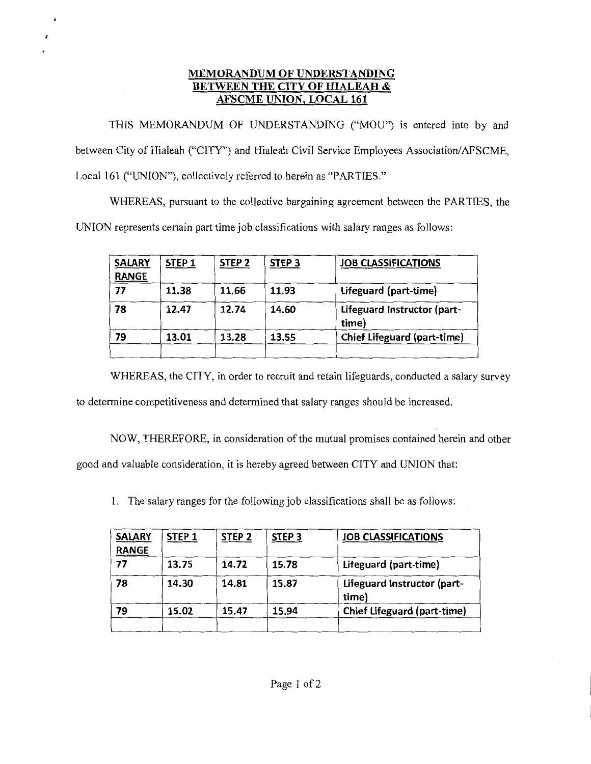# MEMORANDUM OF UNDERSTANDING BETWEEN THE CITY OF HIALEAH & AFSCME UNION, LOCAL 161

THIS MEMORANDUM OF UNDERSTANDING ("MOU") is entered into by and between City of Hialeah ("CITY") and Hialeah Civil Service Employees Association/AFSCME, Local 161 ("UNION"), collectively referred to herein as "PARTIES."

WHEREAS, pursuant to the collective bargaining agreement between the PARTIES, the UNION represents certain part time job classifications with salary ranges as follows:

| SALARY RANGE | STEP 1 | STEP 2 | STEP 3 | JOB CLASSIFICATIONS |
|---|---|---|---|---|
| 77 | 11.38 | 11.66 | 11.93 | Lifeguard (part-time) |
| 78 | 12.47 | 12.74 | 14.60 | Lifeguard Instructor (part-time) |
| 79 | 13.01 | 13.28 | 13.55 | Chief Lifeguard (part-time) |
| | | | | |

WHEREAS, the CITY, in order to recruit and retain lifeguards, conducted a salary survey to determine competitiveness and determined that salary ranges should be increased.

NOW, THEREFORE, in consideration of the mutual promises contained herein and other good and valuable consideration, it is hereby agreed between CITY and UNION that:

1. The salary ranges for the following job classifications shall be as follows:

| SALARY RANGE | STEP 1 | STEP 2 | STEP 3 | JOB CLASSIFICATIONS |
|---|---|---|---|---|
| 77 | 13.75 | 14.72 | 15.78 | Lifeguard (part-time) |
| 78 | 14.30 | 14.81 | 15.87 | Lifeguard Instructor (part-time) |
| 79 | 15.02 | 15.47 | 15.94 | Chief Lifeguard (part-time) |
| | | | | |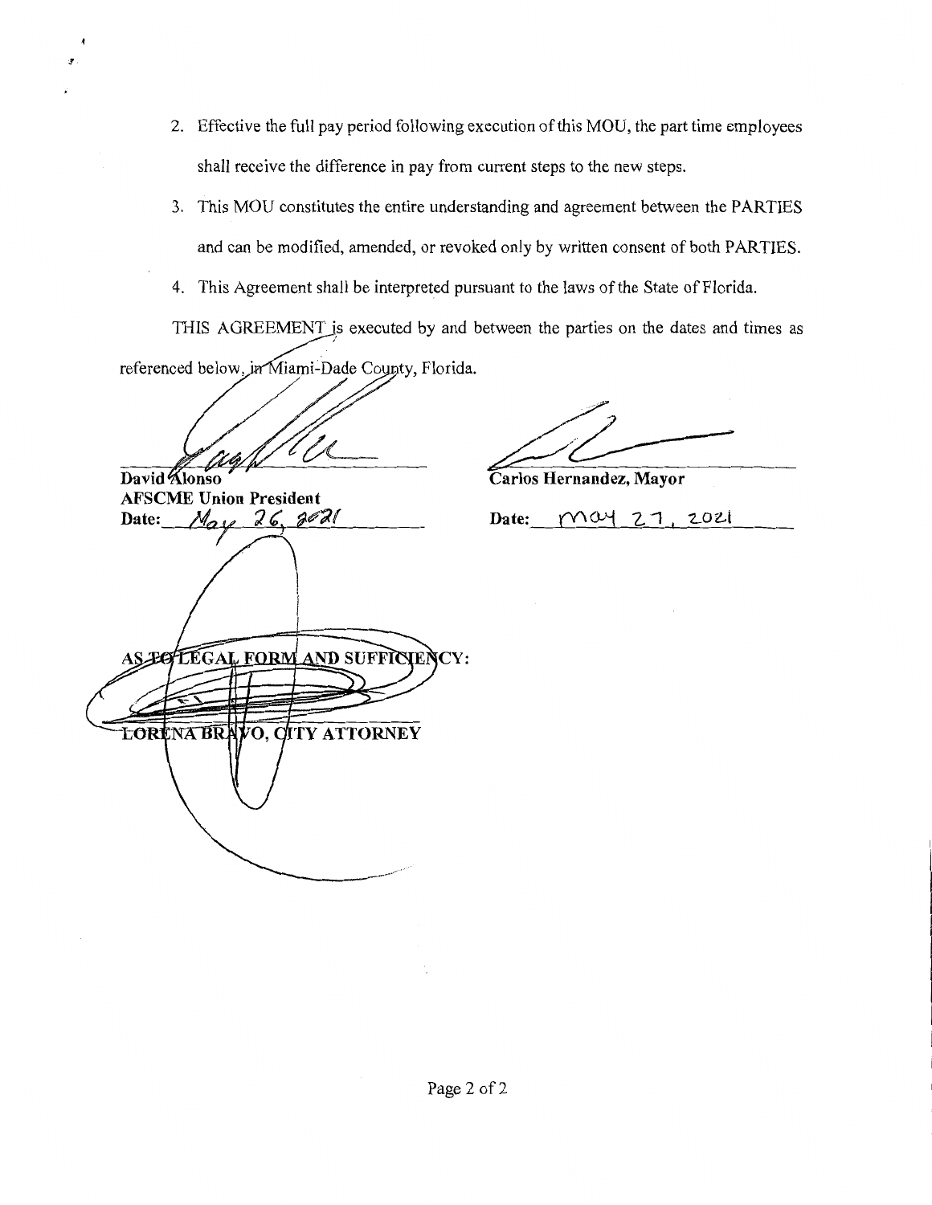2. Effective the full pay period following execution of this MOU, the part time employees shall receive the difference in pay from current steps to the new steps.
3. This MOU constitutes the entire understanding and agreement between the PARTIES and can be modified, amended, or revoked only by written consent of both PARTIES.
4. This Agreement shall be interpreted pursuant to the laws of the State of Florida.

THIS AGREEMENT is executed by and between the parties on the dates and times as referenced below, in Miami-Dade County, Florida.

**David Alonso**
**AFSCME Union President**
**Date:** May 26, 2021

**Carlos Hernandez, Mayor**
**Date:** May 27, 2021

**AS TO LEGAL FORM AND SUFFICIENCY:**

**LORENA BRAVO, CITY ATTORNEY**